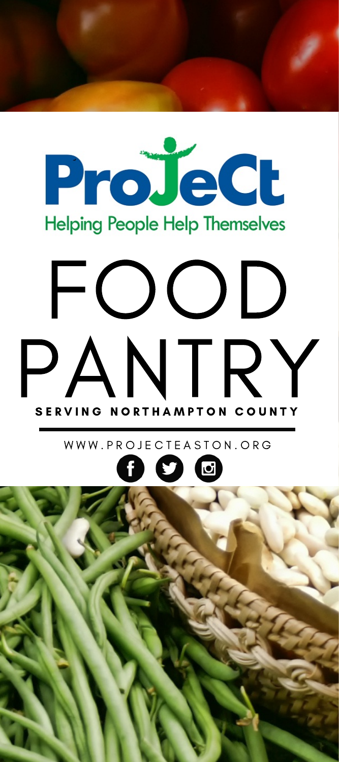# ProJeCt

Helping People Help Themselves

# FOOD PANTRY

**SERVING NORTHAMPTON COUNTY**

WWW.PROJECTEASTON.ORG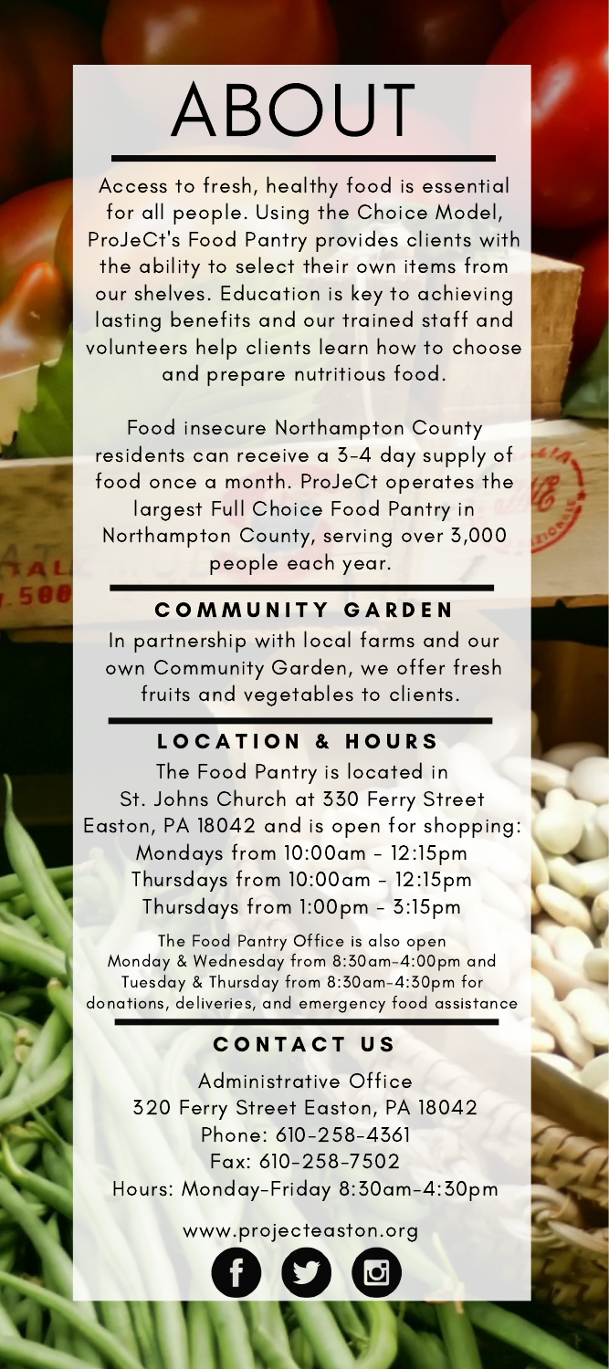# ABOUT

Access to fresh, healthy food is essential for all people. Using the Choice Model, ProJeCt's Food Pantry provides clients with the ability to select their own items from our shelves. Education is key to achieving lasting benefits and our trained staff and volunteers help clients learn how to choose and prepare nutritious food.

Food insecure Northampton County residents can receive a 3-4 day supply of food once a month. ProJeCt operates the largest Full Choice Food Pantry in Northampton County, serving over 3,000 people each year.

## COMMUNITY GARDEN

In partnership with local farms and our own Community Garden, we offer fresh fruits and vegetables to clients.

## LOCATION & HOURS

The Food Pantry is located in St. Johns Church at 330 Ferry Street Easton, PA 18042 and is open for shopping:

Mondays from 10:00am - 12:15pm
Thursdays from 10:00am - 12:15pm
Thursdays from 1:00pm - 3:15pm

The Food Pantry Office is also open Monday & Wednesday from 8:30am-4:00pm and Tuesday & Thursday from 8:30am-4:30pm for donations, deliveries, and emergency food assistance

## CONTACT US

Administrative Office
320 Ferry Street Easton, PA 18042
Phone: 610-258-4361
Fax: 610-258-7502
Hours: Monday-Friday 8:30am-4:30pm

www.projecteaston.org